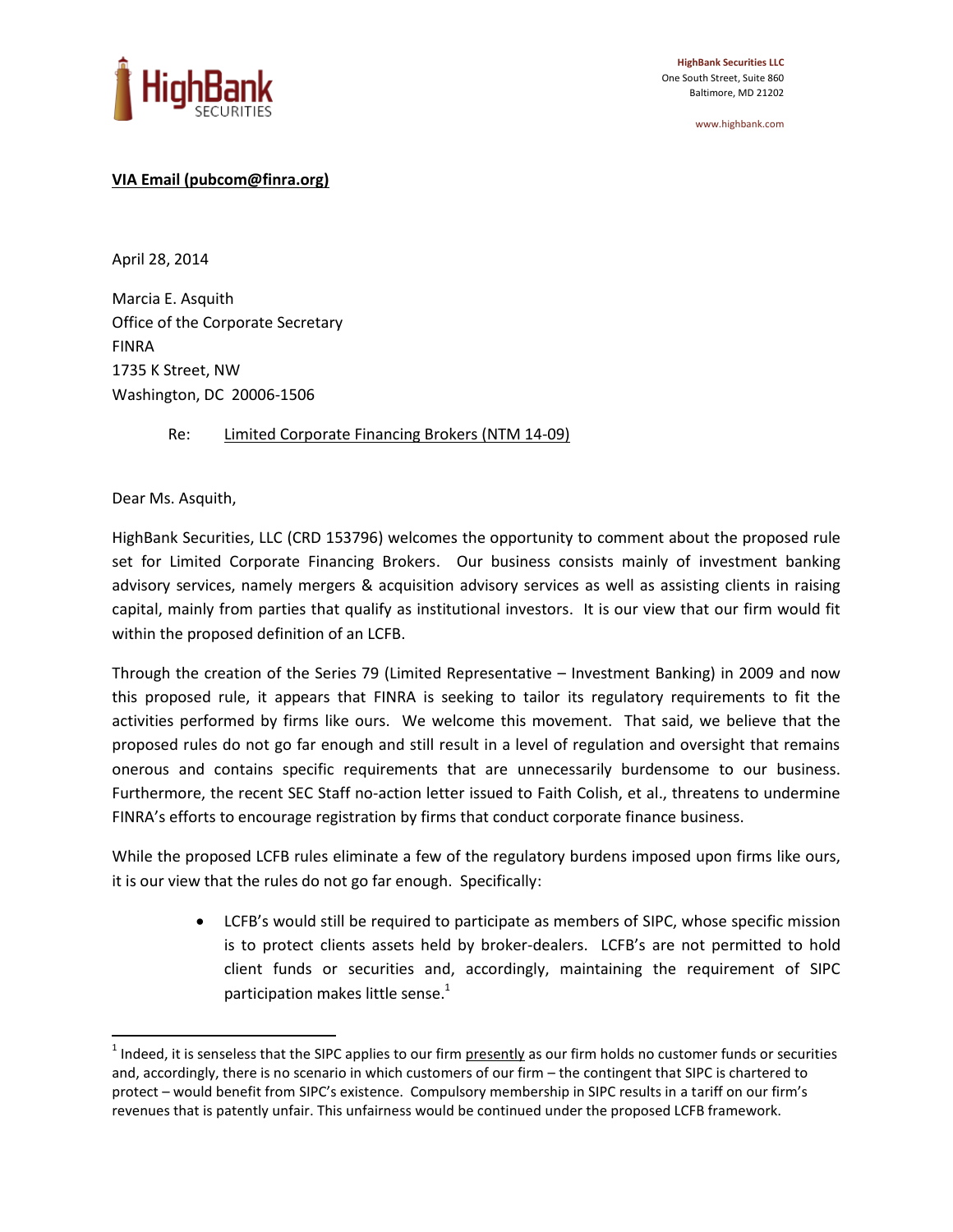HighBank Securities LLC
One South Street, Suite 860
Baltimore, MD 21202

www.highbank.com

**VIA Email (pubcom@finra.org)**

April 28, 2014

Marcia E. Asquith
Office of the Corporate Secretary
FINRA
1735 K Street, NW
Washington, DC 20006-1506

Re: Limited Corporate Financing Brokers (NTM 14-09)

Dear Ms. Asquith,

HighBank Securities, LLC (CRD 153796) welcomes the opportunity to comment about the proposed rule set for Limited Corporate Financing Brokers. Our business consists mainly of investment banking advisory services, namely mergers & acquisition advisory services as well as assisting clients in raising capital, mainly from parties that qualify as institutional investors. It is our view that our firm would fit within the proposed definition of an LCFB.

Through the creation of the Series 79 (Limited Representative – Investment Banking) in 2009 and now this proposed rule, it appears that FINRA is seeking to tailor its regulatory requirements to fit the activities performed by firms like ours. We welcome this movement. That said, we believe that the proposed rules do not go far enough and still result in a level of regulation and oversight that remains onerous and contains specific requirements that are unnecessarily burdensome to our business. Furthermore, the recent SEC Staff no-action letter issued to Faith Colish, et al., threatens to undermine FINRA's efforts to encourage registration by firms that conduct corporate finance business.

While the proposed LCFB rules eliminate a few of the regulatory burdens imposed upon firms like ours, it is our view that the rules do not go far enough. Specifically:

- LCFB's would still be required to participate as members of SIPC, whose specific mission is to protect clients assets held by broker-dealers. LCFB's are not permitted to hold client funds or securities and, accordingly, maintaining the requirement of SIPC participation makes little sense.[1]

[1] Indeed, it is senseless that the SIPC applies to our firm presently as our firm holds no customer funds or securities and, accordingly, there is no scenario in which customers of our firm – the contingent that SIPC is chartered to protect – would benefit from SIPC's existence. Compulsory membership in SIPC results in a tariff on our firm's revenues that is patently unfair. This unfairness would be continued under the proposed LCFB framework.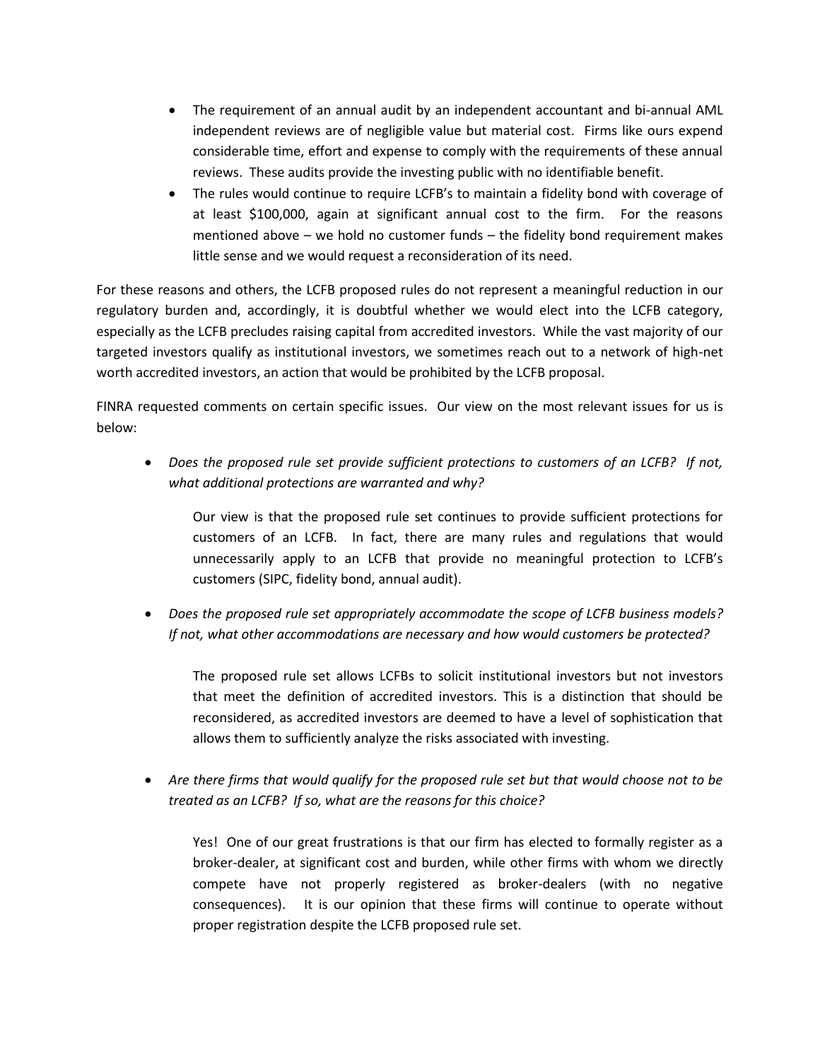- The requirement of an annual audit by an independent accountant and bi-annual AML independent reviews are of negligible value but material cost. Firms like ours expend considerable time, effort and expense to comply with the requirements of these annual reviews. These audits provide the investing public with no identifiable benefit.
- The rules would continue to require LCFB's to maintain a fidelity bond with coverage of at least $100,000, again at significant annual cost to the firm. For the reasons mentioned above – we hold no customer funds – the fidelity bond requirement makes little sense and we would request a reconsideration of its need.

For these reasons and others, the LCFB proposed rules do not represent a meaningful reduction in our regulatory burden and, accordingly, it is doubtful whether we would elect into the LCFB category, especially as the LCFB precludes raising capital from accredited investors. While the vast majority of our targeted investors qualify as institutional investors, we sometimes reach out to a network of high-net worth accredited investors, an action that would be prohibited by the LCFB proposal.

FINRA requested comments on certain specific issues. Our view on the most relevant issues for us is below:

- *Does the proposed rule set provide sufficient protections to customers of an LCFB? If not, what additional protections are warranted and why?*

  Our view is that the proposed rule set continues to provide sufficient protections for customers of an LCFB. In fact, there are many rules and regulations that would unnecessarily apply to an LCFB that provide no meaningful protection to LCFB's customers (SIPC, fidelity bond, annual audit).

- *Does the proposed rule set appropriately accommodate the scope of LCFB business models? If not, what other accommodations are necessary and how would customers be protected?*

  The proposed rule set allows LCFBs to solicit institutional investors but not investors that meet the definition of accredited investors. This is a distinction that should be reconsidered, as accredited investors are deemed to have a level of sophistication that allows them to sufficiently analyze the risks associated with investing.

- *Are there firms that would qualify for the proposed rule set but that would choose not to be treated as an LCFB? If so, what are the reasons for this choice?*

  Yes! One of our great frustrations is that our firm has elected to formally register as a broker-dealer, at significant cost and burden, while other firms with whom we directly compete have not properly registered as broker-dealers (with no negative consequences). It is our opinion that these firms will continue to operate without proper registration despite the LCFB proposed rule set.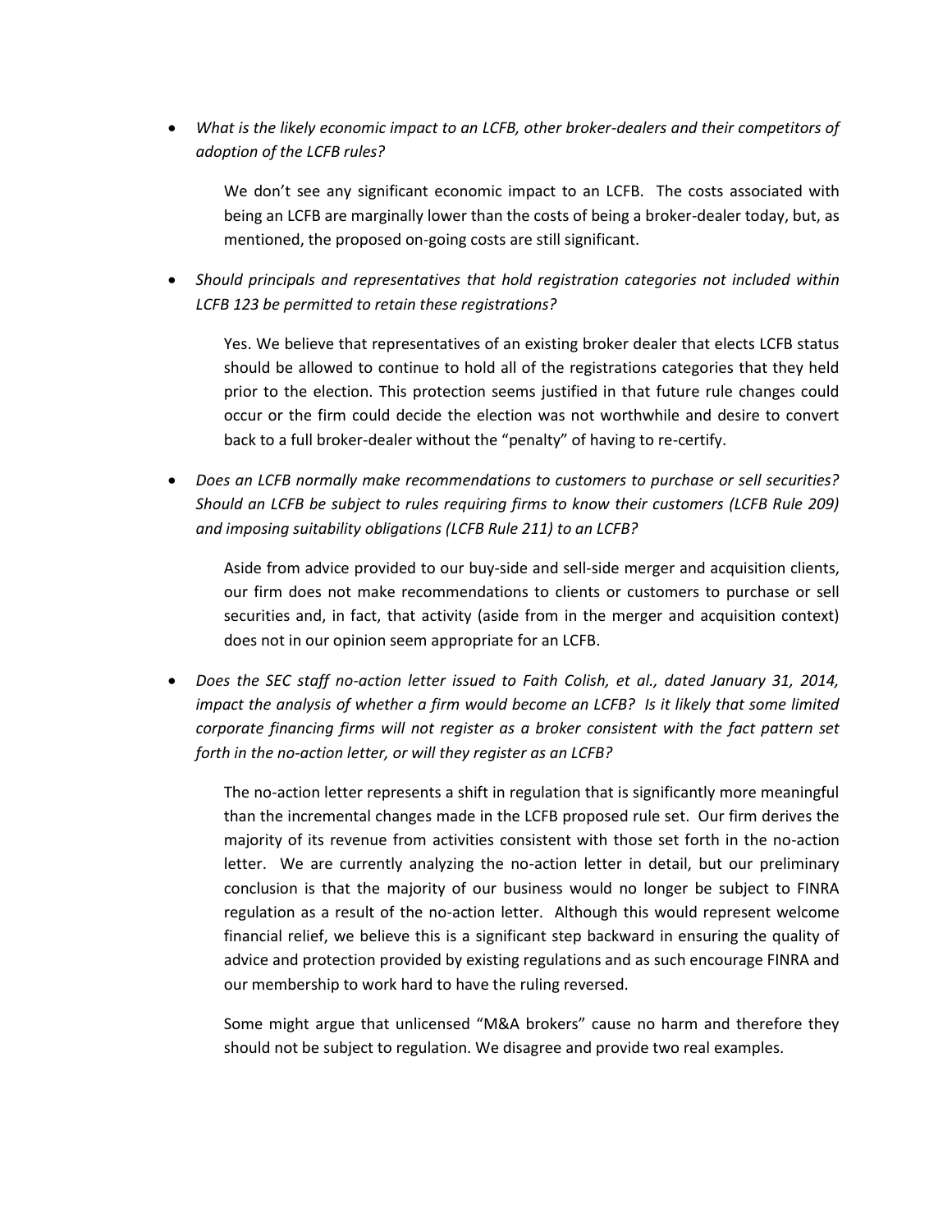- *What is the likely economic impact to an LCFB, other broker-dealers and their competitors of adoption of the LCFB rules?*

  We don't see any significant economic impact to an LCFB. The costs associated with being an LCFB are marginally lower than the costs of being a broker-dealer today, but, as mentioned, the proposed on-going costs are still significant.

- *Should principals and representatives that hold registration categories not included within LCFB 123 be permitted to retain these registrations?*

  Yes. We believe that representatives of an existing broker dealer that elects LCFB status should be allowed to continue to hold all of the registrations categories that they held prior to the election. This protection seems justified in that future rule changes could occur or the firm could decide the election was not worthwhile and desire to convert back to a full broker-dealer without the "penalty" of having to re-certify.

- *Does an LCFB normally make recommendations to customers to purchase or sell securities? Should an LCFB be subject to rules requiring firms to know their customers (LCFB Rule 209) and imposing suitability obligations (LCFB Rule 211) to an LCFB?*

  Aside from advice provided to our buy-side and sell-side merger and acquisition clients, our firm does not make recommendations to clients or customers to purchase or sell securities and, in fact, that activity (aside from in the merger and acquisition context) does not in our opinion seem appropriate for an LCFB.

- *Does the SEC staff no-action letter issued to Faith Colish, et al., dated January 31, 2014, impact the analysis of whether a firm would become an LCFB? Is it likely that some limited corporate financing firms will not register as a broker consistent with the fact pattern set forth in the no-action letter, or will they register as an LCFB?*

  The no-action letter represents a shift in regulation that is significantly more meaningful than the incremental changes made in the LCFB proposed rule set. Our firm derives the majority of its revenue from activities consistent with those set forth in the no-action letter. We are currently analyzing the no-action letter in detail, but our preliminary conclusion is that the majority of our business would no longer be subject to FINRA regulation as a result of the no-action letter. Although this would represent welcome financial relief, we believe this is a significant step backward in ensuring the quality of advice and protection provided by existing regulations and as such encourage FINRA and our membership to work hard to have the ruling reversed.

  Some might argue that unlicensed "M&A brokers" cause no harm and therefore they should not be subject to regulation. We disagree and provide two real examples.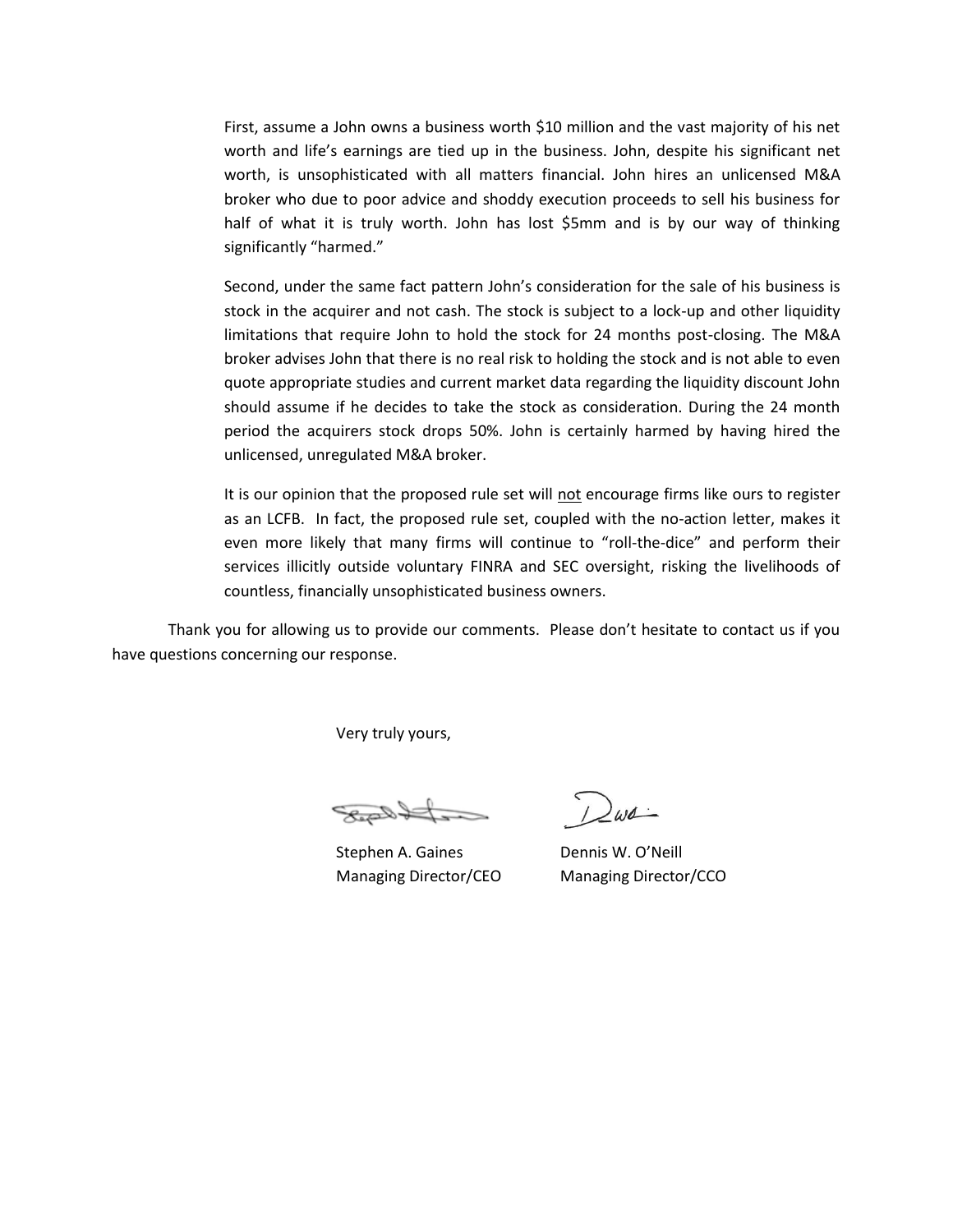First, assume a John owns a business worth $10 million and the vast majority of his net worth and life's earnings are tied up in the business. John, despite his significant net worth, is unsophisticated with all matters financial. John hires an unlicensed M&A broker who due to poor advice and shoddy execution proceeds to sell his business for half of what it is truly worth. John has lost $5mm and is by our way of thinking significantly "harmed."

Second, under the same fact pattern John's consideration for the sale of his business is stock in the acquirer and not cash. The stock is subject to a lock-up and other liquidity limitations that require John to hold the stock for 24 months post-closing. The M&A broker advises John that there is no real risk to holding the stock and is not able to even quote appropriate studies and current market data regarding the liquidity discount John should assume if he decides to take the stock as consideration. During the 24 month period the acquirers stock drops 50%. John is certainly harmed by having hired the unlicensed, unregulated M&A broker.

It is our opinion that the proposed rule set will <u>not</u> encourage firms like ours to register as an LCFB. In fact, the proposed rule set, coupled with the no-action letter, makes it even more likely that many firms will continue to "roll-the-dice" and perform their services illicitly outside voluntary FINRA and SEC oversight, risking the livelihoods of countless, financially unsophisticated business owners.

Thank you for allowing us to provide our comments. Please don't hesitate to contact us if you have questions concerning our response.

Very truly yours,

Stephen A. Gaines
Managing Director/CEO

Dennis W. O'Neill
Managing Director/CCO